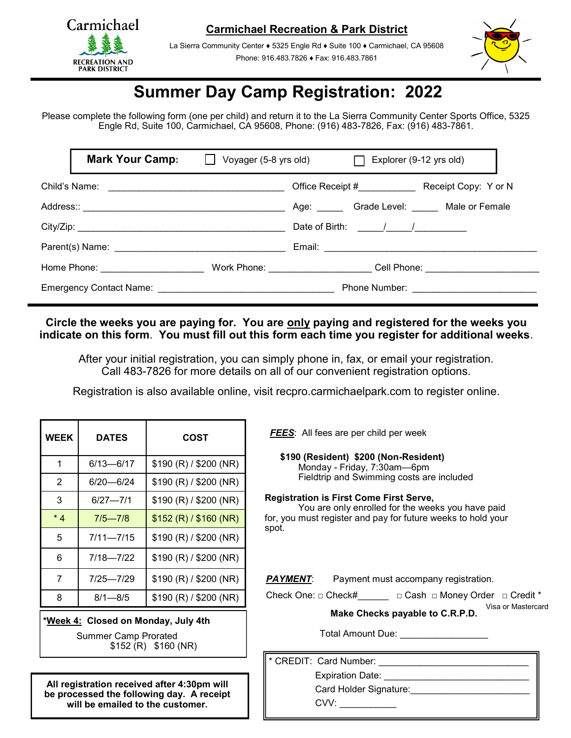Carmichael RECREATION AND PARK DISTRICT

**Carmichael Recreation & Park District**

La Sierra Community Center ♦ 5325 Engle Rd ♦ Suite 100 ♦ Carmichael, CA 95608
Phone: 916.483.7826 ♦ Fax: 916.483.7861

# Summer Day Camp Registration: 2022

Please complete the following form (one per child) and return it to the La Sierra Community Center Sports Office, 5325 Engle Rd, Suite 100, Carmichael, CA 95608, Phone: (916) 483-7826, Fax: (916) 483-7861.

**Mark Your Camp:** ☐ Voyager (5-8 yrs old) ☐ Explorer (9-12 yrs old)

Child's Name: ________________________________ Office Receipt #__________ Receipt Copy: Y or N

Address:: ____________________________________ Age: _____ Grade Level: _____ Male or Female

City/Zip: _____________________________________ Date of Birth: _____/_____/__________

Parent(s) Name: ______________________________ Email: ________________________________________

Home Phone: __________________ Work Phone: __________________ Cell Phone: ____________________

Emergency Contact Name: ________________________________ Phone Number: ______________________

**Circle the weeks you are paying for. You are only paying and registered for the weeks you indicate on this form. You must fill out this form each time you register for additional weeks.**

After your initial registration, you can simply phone in, fax, or email your registration. Call 483-7826 for more details on all of our convenient registration options.

Registration is also available online, visit recpro.carmichaelpark.com to register online.

| WEEK | DATES | COST |
|---|---|---|
| 1 | 6/13—6/17 | $190 (R) / $200 (NR) |
| 2 | 6/20—6/24 | $190 (R) / $200 (NR) |
| 3 | 6/27—7/1 | $190 (R) / $200 (NR) |
| * 4 | 7/5—7/8 | $152 (R) / $160 (NR) |
| 5 | 7/11—7/15 | $190 (R) / $200 (NR) |
| 6 | 7/18—7/22 | $190 (R) / $200 (NR) |
| 7 | 7/25—7/29 | $190 (R) / $200 (NR) |
| 8 | 8/1—8/5 | $190 (R) / $200 (NR) |

**\*Week 4: Closed on Monday, July 4th**
Summer Camp Prorated
$152 (R) $160 (NR)

**All registration received after 4:30pm will be processed the following day. A receipt will be emailed to the customer.**

***FEES***: All fees are per child per week

**$190 (Resident) $200 (Non-Resident)**
Monday - Friday, 7:30am—6pm
Fieldtrip and Swimming costs are included

**Registration is First Come First Serve,**
You are only enrolled for the weeks you have paid for, you must register and pay for future weeks to hold your spot.

***PAYMENT***: Payment must accompany registration.

Check One: □ Check#______ □ Cash □ Money Order □ Credit * Visa or Mastercard

**Make Checks payable to C.R.P.D.**

Total Amount Due: ________________

* CREDIT: Card Number: ____________________________
Expiration Date: ____________________________
Card Holder Signature:______________________
CVV: ___________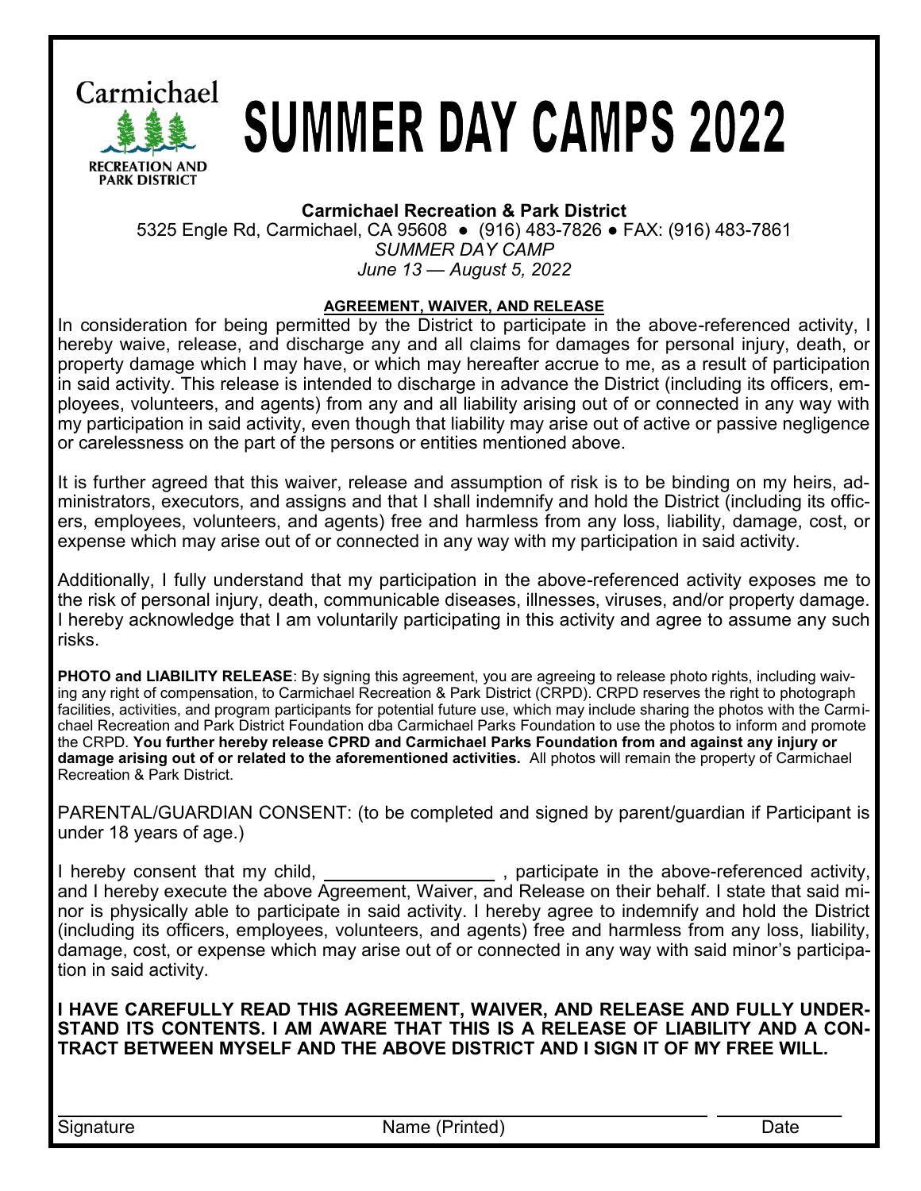Carmichael

RECREATION AND PARK DISTRICT

# SUMMER DAY CAMPS 2022

**Carmichael Recreation & Park District**

5325 Engle Rd, Carmichael, CA 95608 ● (916) 483-7826 ● FAX: (916) 483-7861

*SUMMER DAY CAMP*

*June 13 — August 5, 2022*

**AGREEMENT, WAIVER, AND RELEASE**

In consideration for being permitted by the District to participate in the above-referenced activity, I hereby waive, release, and discharge any and all claims for damages for personal injury, death, or property damage which I may have, or which may hereafter accrue to me, as a result of participation in said activity. This release is intended to discharge in advance the District (including its officers, employees, volunteers, and agents) from any and all liability arising out of or connected in any way with my participation in said activity, even though that liability may arise out of active or passive negligence or carelessness on the part of the persons or entities mentioned above.

It is further agreed that this waiver, release and assumption of risk is to be binding on my heirs, administrators, executors, and assigns and that I shall indemnify and hold the District (including its officers, employees, volunteers, and agents) free and harmless from any loss, liability, damage, cost, or expense which may arise out of or connected in any way with my participation in said activity.

Additionally, I fully understand that my participation in the above-referenced activity exposes me to the risk of personal injury, death, communicable diseases, illnesses, viruses, and/or property damage. I hereby acknowledge that I am voluntarily participating in this activity and agree to assume any such risks.

**PHOTO and LIABILITY RELEASE**: By signing this agreement, you are agreeing to release photo rights, including waiving any right of compensation, to Carmichael Recreation & Park District (CRPD). CRPD reserves the right to photograph facilities, activities, and program participants for potential future use, which may include sharing the photos with the Carmichael Recreation and Park District Foundation dba Carmichael Parks Foundation to use the photos to inform and promote the CRPD. **You further hereby release CPRD and Carmichael Parks Foundation from and against any injury or damage arising out of or related to the aforementioned activities.** All photos will remain the property of Carmichael Recreation & Park District.

PARENTAL/GUARDIAN CONSENT: (to be completed and signed by parent/guardian if Participant is under 18 years of age.)

I hereby consent that my child, ________________ , participate in the above-referenced activity, and I hereby execute the above Agreement, Waiver, and Release on their behalf. I state that said minor is physically able to participate in said activity. I hereby agree to indemnify and hold the District (including its officers, employees, volunteers, and agents) free and harmless from any loss, liability, damage, cost, or expense which may arise out of or connected in any way with said minor's participation in said activity.

**I HAVE CAREFULLY READ THIS AGREEMENT, WAIVER, AND RELEASE AND FULLY UNDERSTAND ITS CONTENTS. I AM AWARE THAT THIS IS A RELEASE OF LIABILITY AND A CONTRACT BETWEEN MYSELF AND THE ABOVE DISTRICT AND I SIGN IT OF MY FREE WILL.**

_______________________________________________ ____________

Signature Name (Printed) Date